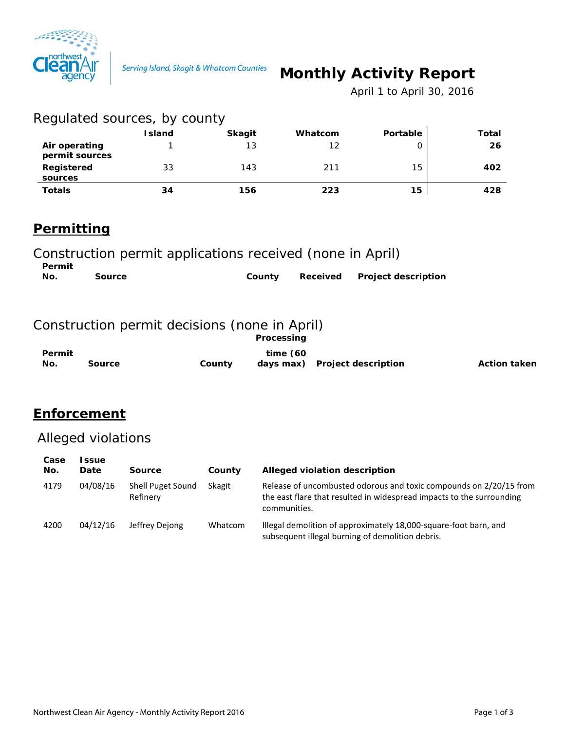Serving Island, Skagit & Whatcom Counties

# Monthly Activity Report

April 1 to April 30, 2016

## Regulated sources, by county

| | Island | Skagit | Whatcom | Portable | Total |
|---|---|---|---|---|---|
| **Air operating permit sources** | 1 | 13 | 12 | 0 | **26** |
| **Registered sources** | 33 | 143 | 211 | 15 | **402** |
| **Totals** | **34** | **156** | **223** | **15** | **428** |

## Permitting

### Construction permit applications received (none in April)

| Permit No. | Source | County | Received | Project description |
|---|---|---|---|---|

### Construction permit decisions (none in April)

| Permit No. | Source | County | Processing time (60 days max) | Project description | Action taken |
|---|---|---|---|---|---|

## Enforcement

### Alleged violations

| Case No. | Issue Date | Source | County | Alleged violation description |
|---|---|---|---|---|
| 4179 | 04/08/16 | Shell Puget Sound Refinery | Skagit | Release of uncombusted odorous and toxic compounds on 2/20/15 from the east flare that resulted in widespread impacts to the surrounding communities. |
| 4200 | 04/12/16 | Jeffrey Dejong | Whatcom | Illegal demolition of approximately 18,000-square-foot barn, and subsequent illegal burning of demolition debris. |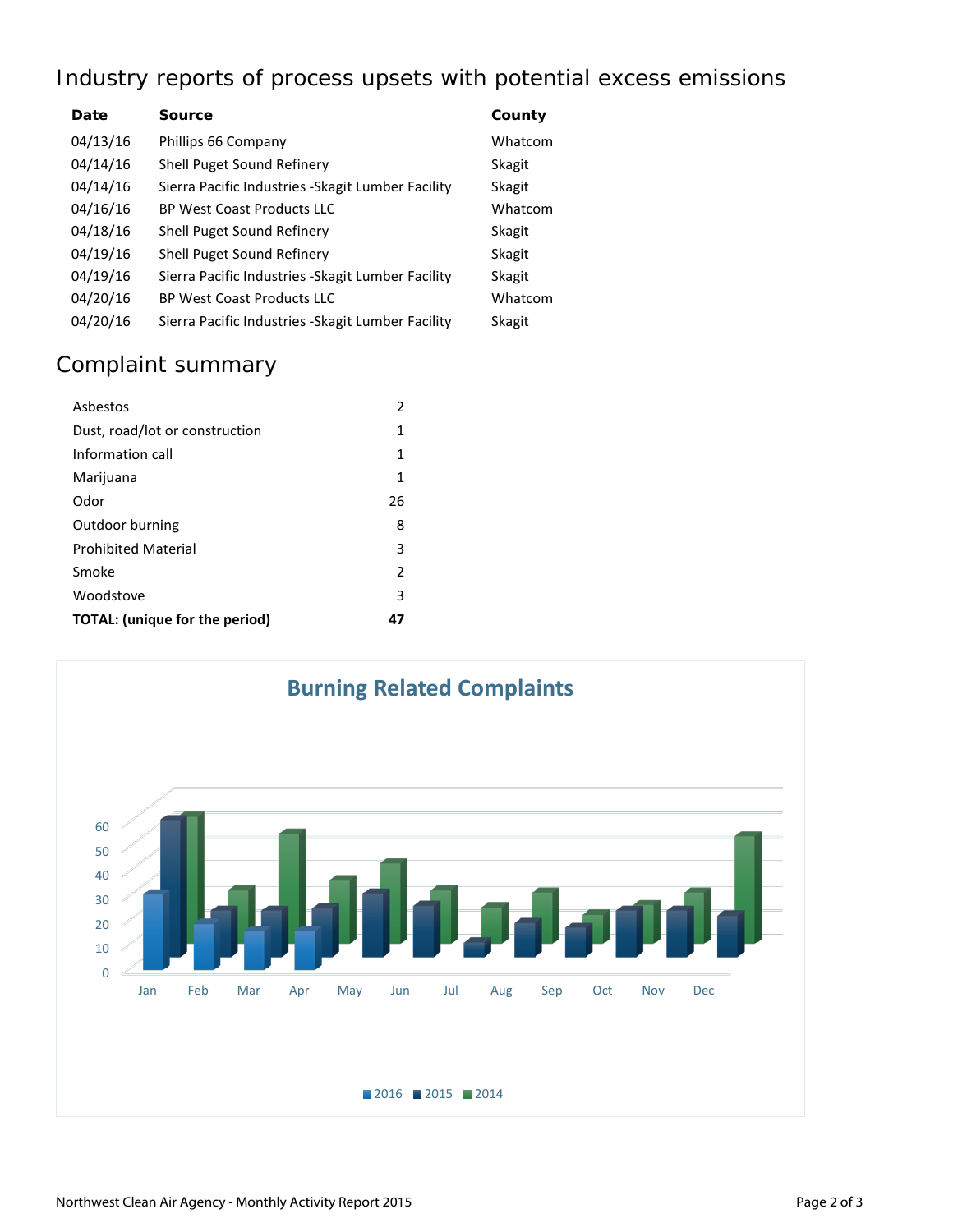## Industry reports of process upsets with potential excess emissions

| Date | Source | County |
|---|---|---|
| 04/13/16 | Phillips 66 Company | Whatcom |
| 04/14/16 | Shell Puget Sound Refinery | Skagit |
| 04/14/16 | Sierra Pacific Industries -Skagit Lumber Facility | Skagit |
| 04/16/16 | BP West Coast Products LLC | Whatcom |
| 04/18/16 | Shell Puget Sound Refinery | Skagit |
| 04/19/16 | Shell Puget Sound Refinery | Skagit |
| 04/19/16 | Sierra Pacific Industries -Skagit Lumber Facility | Skagit |
| 04/20/16 | BP West Coast Products LLC | Whatcom |
| 04/20/16 | Sierra Pacific Industries -Skagit Lumber Facility | Skagit |

## Complaint summary

| | |
|---|---|
| Asbestos | 2 |
| Dust, road/lot or construction | 1 |
| Information call | 1 |
| Marijuana | 1 |
| Odor | 26 |
| Outdoor burning | 8 |
| Prohibited Material | 3 |
| Smoke | 2 |
| Woodstove | 3 |
| **TOTAL: (unique for the period)** | **47** |

**Burning Related Complaints**

(Chart: monthly burning related complaints, Jan–Dec, for 2016, 2015, 2014; y-axis 0–60)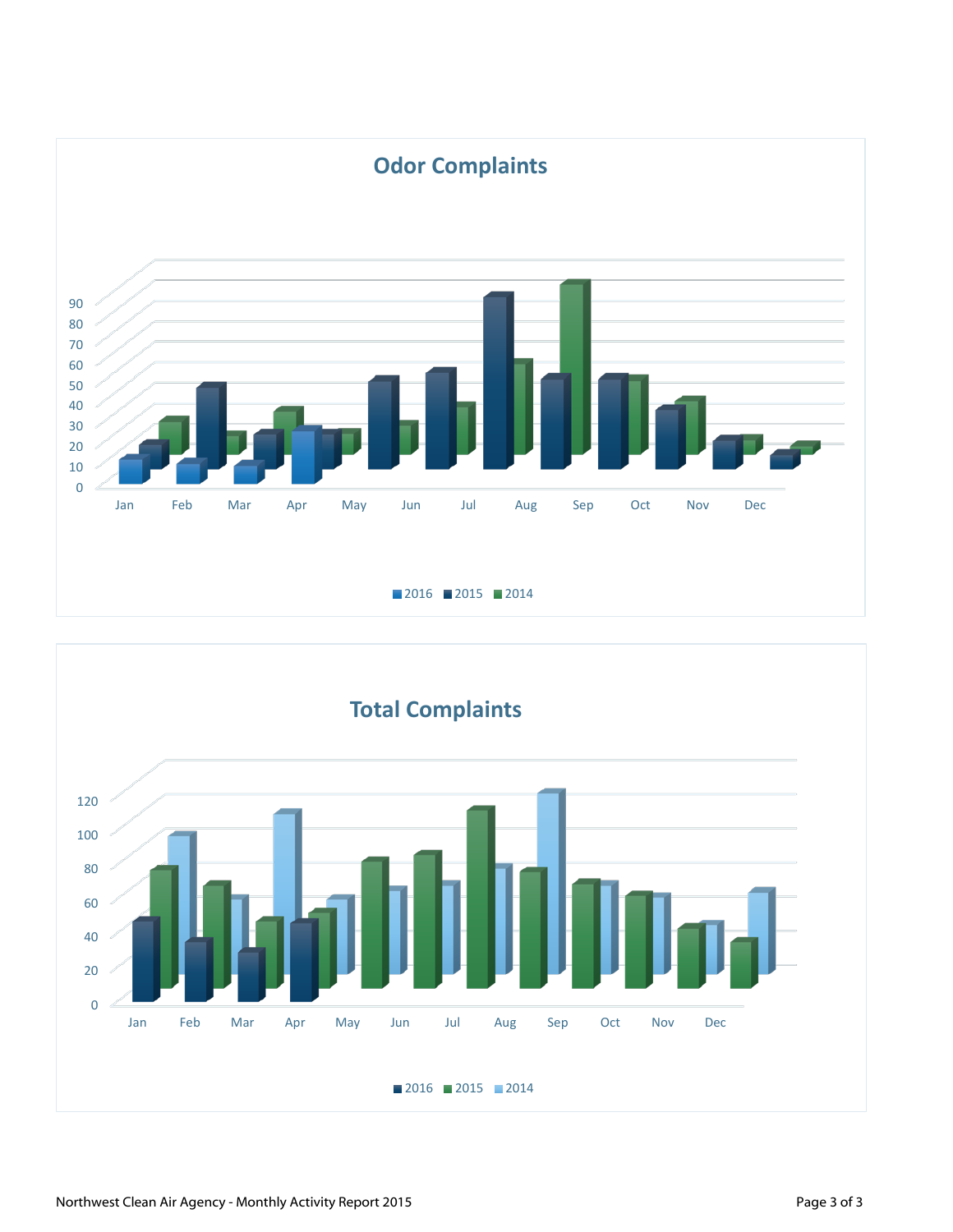## Odor Complaints

90
80
70
60
50
40
30
20
10
0

Jan Feb Mar Apr May Jun Jul Aug Sep Oct Nov Dec

2016 2015 2014

## Total Complaints

120
100
80
60
40
20
0

Jan Feb Mar Apr May Jun Jul Aug Sep Oct Nov Dec

2016 2015 2014

Northwest Clean Air Agency - Monthly Activity Report 2015